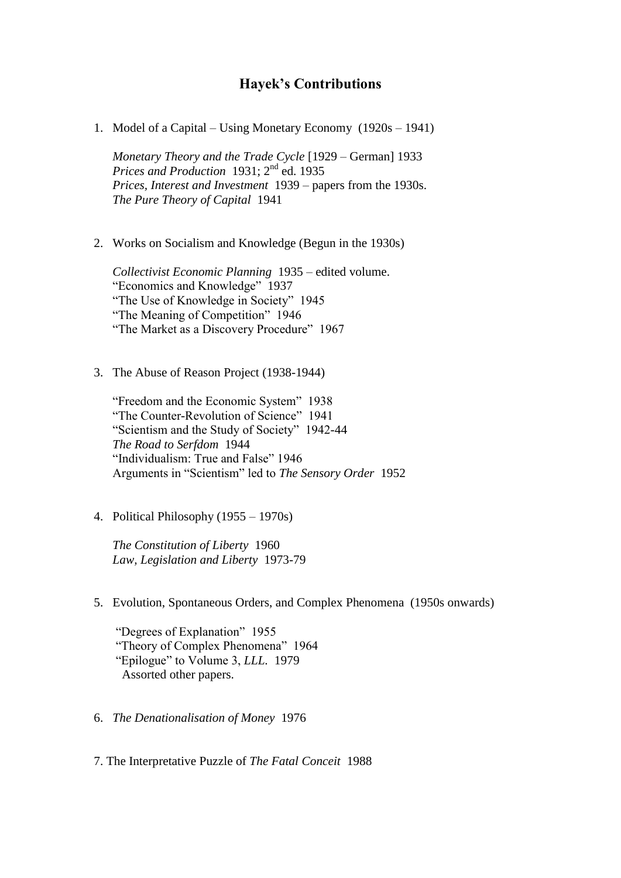# Hayek's Contributions

1. Model of a Capital – Using Monetary Economy (1920s – 1941)

   *Monetary Theory and the Trade Cycle* [1929 – German] 1933
   *Prices and Production* 1931; 2nd ed. 1935
   *Prices, Interest and Investment* 1939 – papers from the 1930s.
   *The Pure Theory of Capital* 1941

2. Works on Socialism and Knowledge (Begun in the 1930s)

   *Collectivist Economic Planning* 1935 – edited volume.
   "Economics and Knowledge" 1937
   "The Use of Knowledge in Society" 1945
   "The Meaning of Competition" 1946
   "The Market as a Discovery Procedure" 1967

3. The Abuse of Reason Project (1938-1944)

   "Freedom and the Economic System" 1938
   "The Counter-Revolution of Science" 1941
   "Scientism and the Study of Society" 1942-44
   *The Road to Serfdom* 1944
   "Individualism: True and False" 1946
   Arguments in "Scientism" led to *The Sensory Order* 1952

4. Political Philosophy (1955 – 1970s)

   *The Constitution of Liberty* 1960
   *Law, Legislation and Liberty* 1973-79

5. Evolution, Spontaneous Orders, and Complex Phenomena (1950s onwards)

   "Degrees of Explanation" 1955
   "Theory of Complex Phenomena" 1964
   "Epilogue" to Volume 3, *LLL*. 1979
   Assorted other papers.

6. *The Denationalisation of Money* 1976

7. The Interpretative Puzzle of *The Fatal Conceit* 1988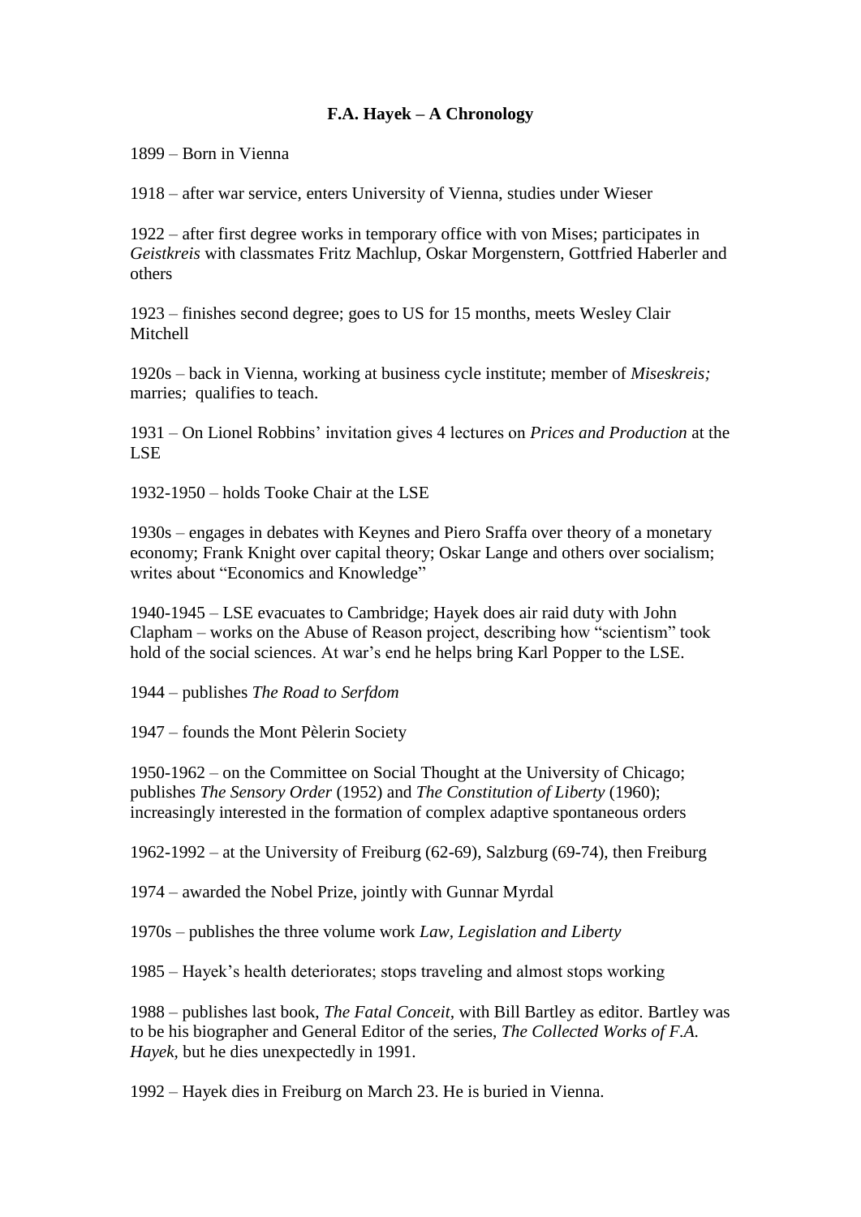**F.A. Hayek – A Chronology**

1899 – Born in Vienna

1918 – after war service, enters University of Vienna, studies under Wieser

1922 – after first degree works in temporary office with von Mises; participates in *Geistkreis* with classmates Fritz Machlup, Oskar Morgenstern, Gottfried Haberler and others

1923 – finishes second degree; goes to US for 15 months, meets Wesley Clair Mitchell

1920s – back in Vienna, working at business cycle institute; member of *Miseskreis;* marries; qualifies to teach.

1931 – On Lionel Robbins' invitation gives 4 lectures on *Prices and Production* at the LSE

1932-1950 – holds Tooke Chair at the LSE

1930s – engages in debates with Keynes and Piero Sraffa over theory of a monetary economy; Frank Knight over capital theory; Oskar Lange and others over socialism; writes about "Economics and Knowledge"

1940-1945 – LSE evacuates to Cambridge; Hayek does air raid duty with John Clapham – works on the Abuse of Reason project, describing how "scientism" took hold of the social sciences. At war's end he helps bring Karl Popper to the LSE.

1944 – publishes *The Road to Serfdom*

1947 – founds the Mont Pèlerin Society

1950-1962 – on the Committee on Social Thought at the University of Chicago; publishes *The Sensory Order* (1952) and *The Constitution of Liberty* (1960); increasingly interested in the formation of complex adaptive spontaneous orders

1962-1992 – at the University of Freiburg (62-69), Salzburg (69-74), then Freiburg

1974 – awarded the Nobel Prize, jointly with Gunnar Myrdal

1970s – publishes the three volume work *Law, Legislation and Liberty*

1985 – Hayek's health deteriorates; stops traveling and almost stops working

1988 – publishes last book, *The Fatal Conceit,* with Bill Bartley as editor. Bartley was to be his biographer and General Editor of the series, *The Collected Works of F.A. Hayek,* but he dies unexpectedly in 1991.

1992 – Hayek dies in Freiburg on March 23. He is buried in Vienna.